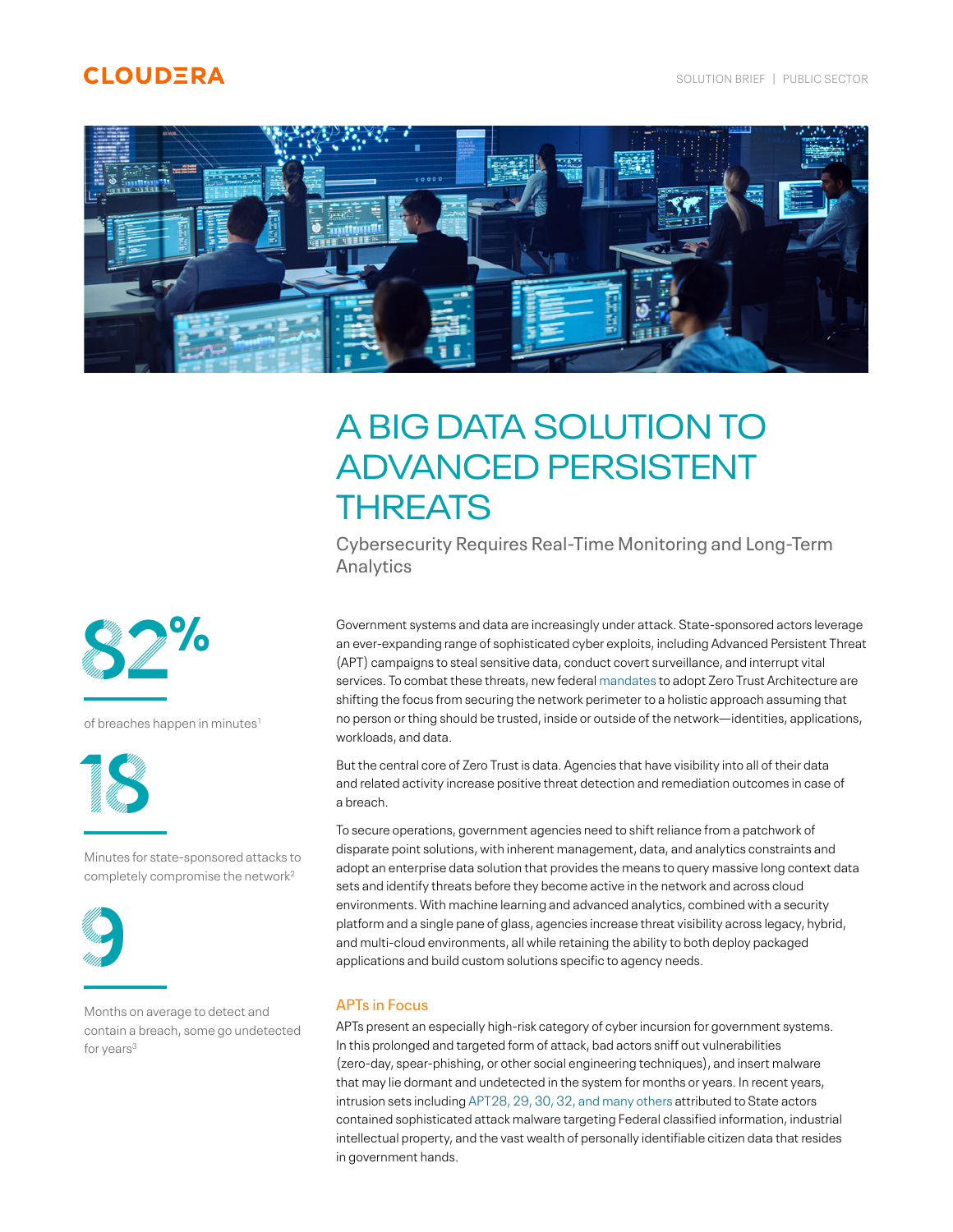# A BIG DATA SOLUTION TO ADVANCED PERSISTENT THREATS

## Cybersecurity Requires Real-Time Monitoring and Long-Term Analytics

**82%**

of breaches happen in minutes[1]

**18**

Minutes for state-sponsored attacks to completely compromise the network[2]

**9**

Months on average to detect and contain a breach, some go undetected for years[3]

Government systems and data are increasingly under attack. State-sponsored actors leverage an ever-expanding range of sophisticated cyber exploits, including Advanced Persistent Threat (APT) campaigns to steal sensitive data, conduct covert surveillance, and interrupt vital services. To combat these threats, new federal mandates to adopt Zero Trust Architecture are shifting the focus from securing the network perimeter to a holistic approach assuming that no person or thing should be trusted, inside or outside of the network—identities, applications, workloads, and data.

But the central core of Zero Trust is data. Agencies that have visibility into all of their data and related activity increase positive threat detection and remediation outcomes in case of a breach.

To secure operations, government agencies need to shift reliance from a patchwork of disparate point solutions, with inherent management, data, and analytics constraints and adopt an enterprise data solution that provides the means to query massive long context data sets and identify threats before they become active in the network and across cloud environments. With machine learning and advanced analytics, combined with a security platform and a single pane of glass, agencies increase threat visibility across legacy, hybrid, and multi-cloud environments, all while retaining the ability to both deploy packaged applications and build custom solutions specific to agency needs.

### APTs in Focus

APTs present an especially high-risk category of cyber incursion for government systems. In this prolonged and targeted form of attack, bad actors sniff out vulnerabilities (zero-day, spear-phishing, or other social engineering techniques), and insert malware that may lie dormant and undetected in the system for months or years. In recent years, intrusion sets including APT28, 29, 30, 32, and many others attributed to State actors contained sophisticated attack malware targeting Federal classified information, industrial intellectual property, and the vast wealth of personally identifiable citizen data that resides in government hands.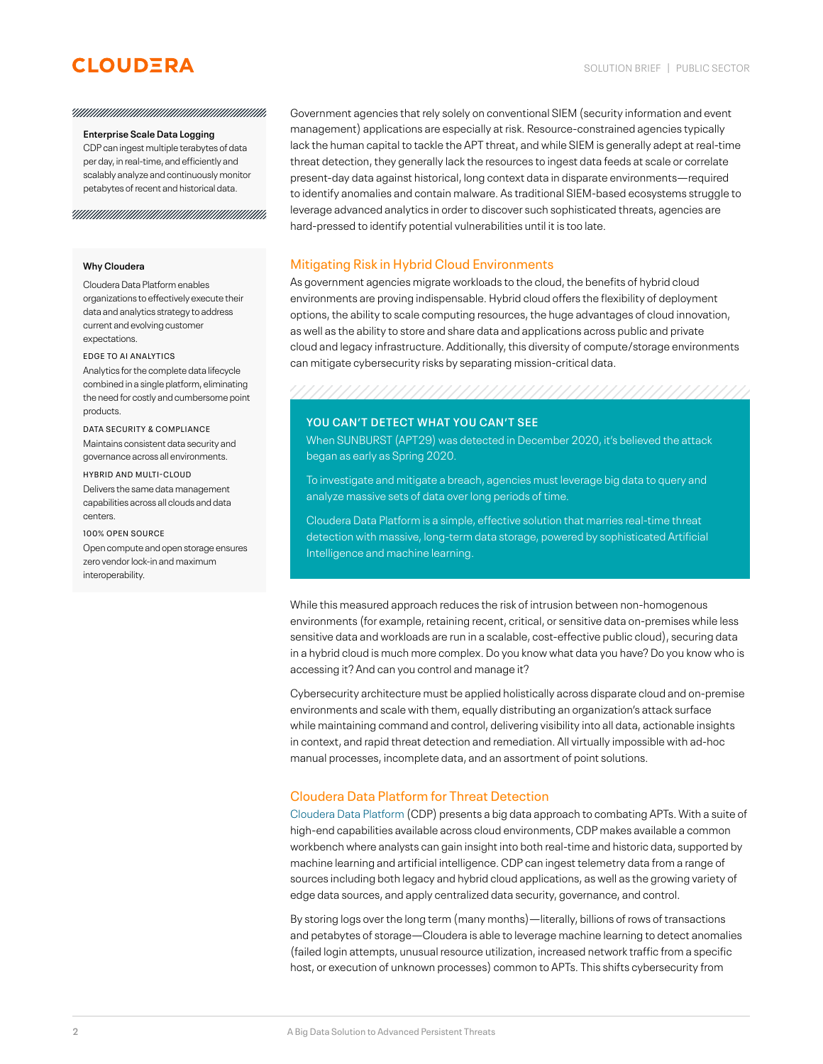**Enterprise Scale Data Logging**

CDP can ingest multiple terabytes of data per day, in real-time, and efficiently and scalably analyze and continuously monitor petabytes of recent and historical data.

**Why Cloudera**

Cloudera Data Platform enables organizations to effectively execute their data and analytics strategy to address current and evolving customer expectations.

EDGE TO AI ANALYTICS

Analytics for the complete data lifecycle combined in a single platform, eliminating the need for costly and cumbersome point products.

DATA SECURITY & COMPLIANCE

Maintains consistent data security and governance across all environments.

HYBRID AND MULTI-CLOUD

Delivers the same data management capabilities across all clouds and data centers.

100% OPEN SOURCE

Open compute and open storage ensures zero vendor lock-in and maximum interoperability.

Government agencies that rely solely on conventional SIEM (security information and event management) applications are especially at risk. Resource-constrained agencies typically lack the human capital to tackle the APT threat, and while SIEM is generally adept at real-time threat detection, they generally lack the resources to ingest data feeds at scale or correlate present-day data against historical, long context data in disparate environments—required to identify anomalies and contain malware. As traditional SIEM-based ecosystems struggle to leverage advanced analytics in order to discover such sophisticated threats, agencies are hard-pressed to identify potential vulnerabilities until it is too late.

## Mitigating Risk in Hybrid Cloud Environments

As government agencies migrate workloads to the cloud, the benefits of hybrid cloud environments are proving indispensable. Hybrid cloud offers the flexibility of deployment options, the ability to scale computing resources, the huge advantages of cloud innovation, as well as the ability to store and share data and applications across public and private cloud and legacy infrastructure. Additionally, this diversity of compute/storage environments can mitigate cybersecurity risks by separating mission-critical data.

**YOU CAN'T DETECT WHAT YOU CAN'T SEE**

When SUNBURST (APT29) was detected in December 2020, it's believed the attack began as early as Spring 2020.

To investigate and mitigate a breach, agencies must leverage big data to query and analyze massive sets of data over long periods of time.

Cloudera Data Platform is a simple, effective solution that marries real-time threat detection with massive, long-term data storage, powered by sophisticated Artificial Intelligence and machine learning.

While this measured approach reduces the risk of intrusion between non-homogenous environments (for example, retaining recent, critical, or sensitive data on-premises while less sensitive data and workloads are run in a scalable, cost-effective public cloud), securing data in a hybrid cloud is much more complex. Do you know what data you have? Do you know who is accessing it? And can you control and manage it?

Cybersecurity architecture must be applied holistically across disparate cloud and on-premise environments and scale with them, equally distributing an organization's attack surface while maintaining command and control, delivering visibility into all data, actionable insights in context, and rapid threat detection and remediation. All virtually impossible with ad-hoc manual processes, incomplete data, and an assortment of point solutions.

## Cloudera Data Platform for Threat Detection

Cloudera Data Platform (CDP) presents a big data approach to combating APTs. With a suite of high-end capabilities available across cloud environments, CDP makes available a common workbench where analysts can gain insight into both real-time and historic data, supported by machine learning and artificial intelligence. CDP can ingest telemetry data from a range of sources including both legacy and hybrid cloud applications, as well as the growing variety of edge data sources, and apply centralized data security, governance, and control.

By storing logs over the long term (many months)—literally, billions of rows of transactions and petabytes of storage—Cloudera is able to leverage machine learning to detect anomalies (failed login attempts, unusual resource utilization, increased network traffic from a specific host, or execution of unknown processes) common to APTs. This shifts cybersecurity from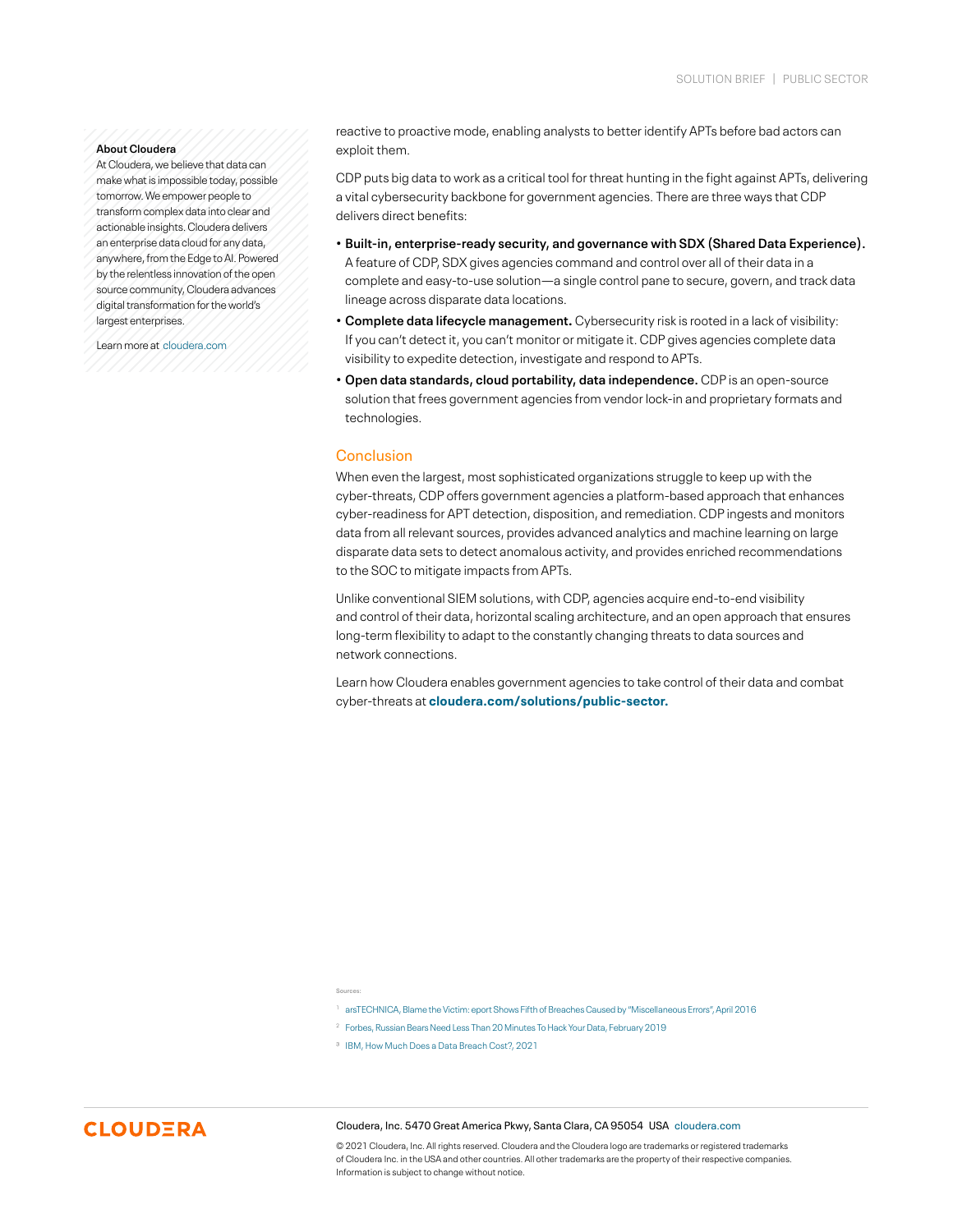**About Cloudera**

At Cloudera, we believe that data can make what is impossible today, possible tomorrow. We empower people to transform complex data into clear and actionable insights. Cloudera delivers an enterprise data cloud for any data, anywhere, from the Edge to AI. Powered by the relentless innovation of the open source community, Cloudera advances digital transformation for the world's largest enterprises.

Learn more at cloudera.com

reactive to proactive mode, enabling analysts to better identify APTs before bad actors can exploit them.

CDP puts big data to work as a critical tool for threat hunting in the fight against APTs, delivering a vital cybersecurity backbone for government agencies. There are three ways that CDP delivers direct benefits:

- **Built-in, enterprise-ready security, and governance with SDX (Shared Data Experience).** A feature of CDP, SDX gives agencies command and control over all of their data in a complete and easy-to-use solution—a single control pane to secure, govern, and track data lineage across disparate data locations.
- **Complete data lifecycle management.** Cybersecurity risk is rooted in a lack of visibility: If you can't detect it, you can't monitor or mitigate it. CDP gives agencies complete data visibility to expedite detection, investigate and respond to APTs.
- **Open data standards, cloud portability, data independence.** CDP is an open-source solution that frees government agencies from vendor lock-in and proprietary formats and technologies.

## Conclusion

When even the largest, most sophisticated organizations struggle to keep up with the cyber-threats, CDP offers government agencies a platform-based approach that enhances cyber-readiness for APT detection, disposition, and remediation. CDP ingests and monitors data from all relevant sources, provides advanced analytics and machine learning on large disparate data sets to detect anomalous activity, and provides enriched recommendations to the SOC to mitigate impacts from APTs.

Unlike conventional SIEM solutions, with CDP, agencies acquire end-to-end visibility and control of their data, horizontal scaling architecture, and an open approach that ensures long-term flexibility to adapt to the constantly changing threats to data sources and network connections.

Learn how Cloudera enables government agencies to take control of their data and combat cyber-threats at **cloudera.com/solutions/public-sector.**

Sources:

[1] arsTECHNICA, Blame the Victim: eport Shows Fifth of Breaches Caused by "Miscellaneous Errors", April 2016

[2] Forbes, Russian Bears Need Less Than 20 Minutes To Hack Your Data, February 2019

[3] IBM, How Much Does a Data Breach Cost?, 2021

CLOUDERA

Cloudera, Inc. 5470 Great America Pkwy, Santa Clara, CA 95054 USA cloudera.com

© 2021 Cloudera, Inc. All rights reserved. Cloudera and the Cloudera logo are trademarks or registered trademarks of Cloudera Inc. in the USA and other countries. All other trademarks are the property of their respective companies. Information is subject to change without notice.